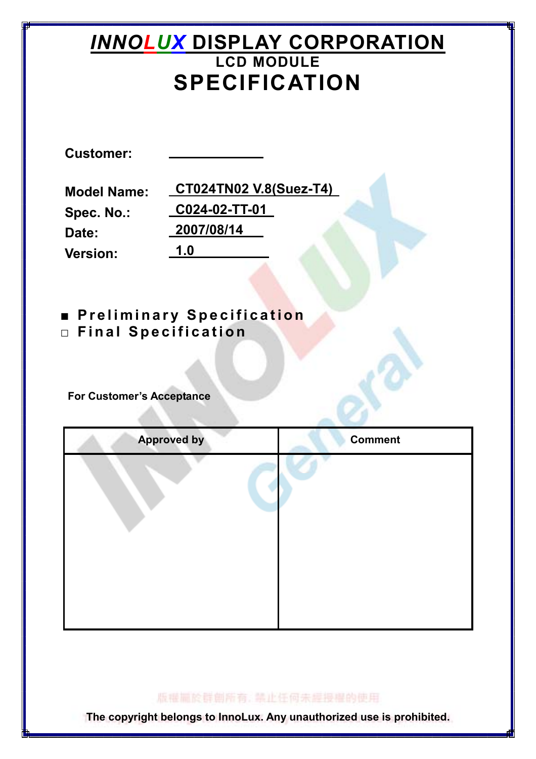# INNOLUX DISPLAY CORPORATION

## LCD MODULE

# SPECIFICATION

**Customer:** ____________

**Model Name:** CT024TN02 V.8(Suez-T4)

**Spec. No.:** C024-02-TT-01

**Date:** 2007/08/14

**Version:** 1.0

■ **Preliminary Specification**

□ **Final Specification**

**For Customer's Acceptance**

| Approved by | Comment |
|---|---|
| | |

版權屬於群創所有，禁止任何未經授權的使用

**The copyright belongs to InnoLux. Any unauthorized use is prohibited.**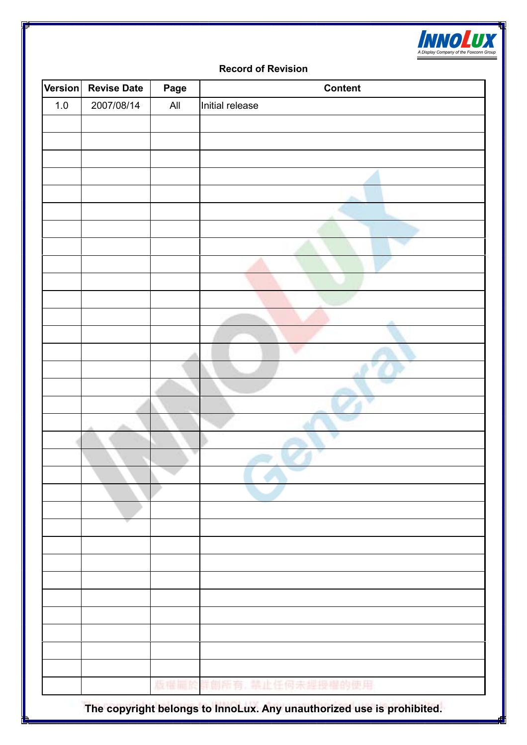## Record of Revision

| Version | Revise Date | Page | Content |
|---|---|---|---|
| 1.0 | 2007/08/14 | All | Initial release |
| | | | |
| | | | |
| | | | |
| | | | |
| | | | |
| | | | |
| | | | |
| | | | |
| | | | |
| | | | |
| | | | |
| | | | |
| | | | |
| | | | |
| | | | |
| | | | |
| | | | |
| | | | |
| | | | |
| | | | |
| | | | |
| | | | |
| | | | |
| | | | |
| | | | |
| | | | |
| | | | |
| | | | |
| | | | |
| | | | |
| | | | |
| | | | |
| | | | |
| | | | |

The copyright belongs to InnoLux. Any unauthorized use is prohibited.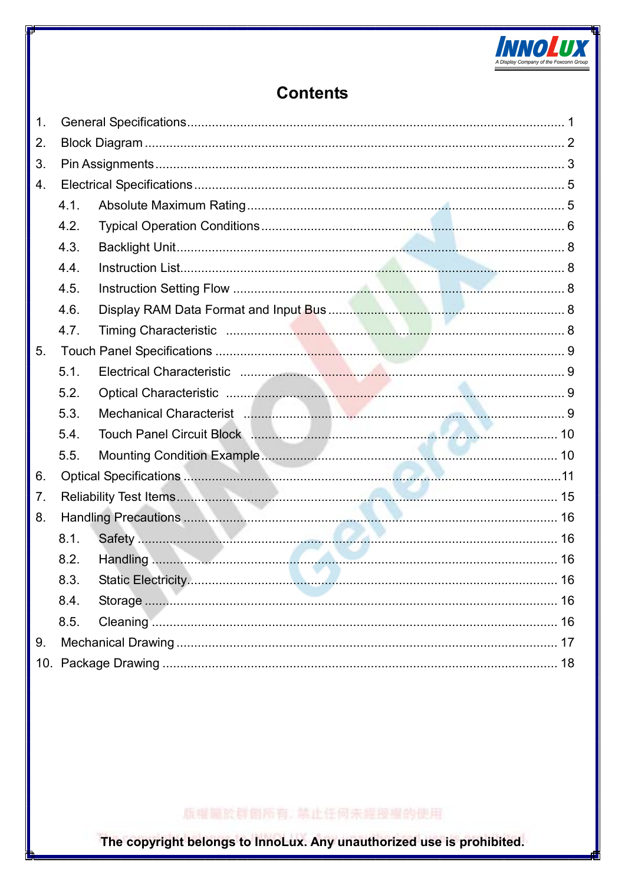# Contents

1. General Specifications ........................................................................................................ 1
2. Block Diagram ..................................................................................................................... 2
3. Pin Assignments .................................................................................................................. 3
4. Electrical Specifications ....................................................................................................... 5
   - 4.1. Absolute Maximum Rating ........................................................................................ 5
   - 4.2. Typical Operation Conditions .................................................................................... 6
   - 4.3. Backlight Unit ............................................................................................................ 8
   - 4.4. Instruction List ........................................................................................................... 8
   - 4.5. Instruction Setting Flow ............................................................................................ 8
   - 4.6. Display RAM Data Format and Input Bus ................................................................. 8
   - 4.7. Timing Characteristic ................................................................................................ 8
5. Touch Panel Specifications .................................................................................................. 9
   - 5.1. Electrical Characteristic ............................................................................................. 9
   - 5.2. Optical Characteristic ................................................................................................ 9
   - 5.3. Mechanical Characterist ............................................................................................ 9
   - 5.4. Touch Panel Circuit Block ......................................................................................... 10
   - 5.5. Mounting Condition Example .................................................................................... 10
6. Optical Specifications ........................................................................................................... 11
7. Reliability Test Items ............................................................................................................ 15
8. Handling Precautions ........................................................................................................... 16
   - 8.1. Safety ........................................................................................................................ 16
   - 8.2. Handling .................................................................................................................... 16
   - 8.3. Static Electricity ......................................................................................................... 16
   - 8.4. Storage ...................................................................................................................... 16
   - 8.5. Cleaning .................................................................................................................... 16
9. Mechanical Drawing ............................................................................................................. 17
10. Package Drawing ................................................................................................................. 18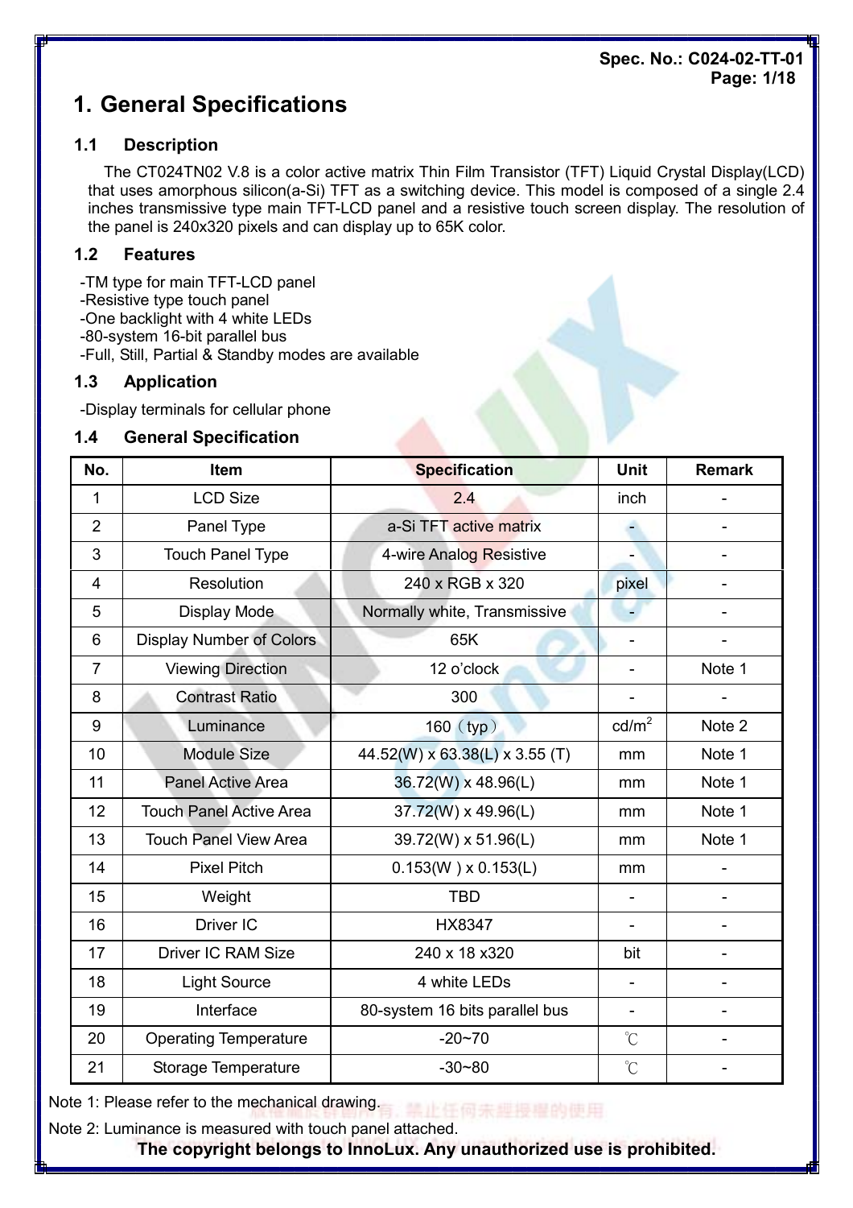# 1. General Specifications

## 1.1 Description

The CT024TN02 V.8 is a color active matrix Thin Film Transistor (TFT) Liquid Crystal Display(LCD) that uses amorphous silicon(a-Si) TFT as a switching device. This model is composed of a single 2.4 inches transmissive type main TFT-LCD panel and a resistive touch screen display. The resolution of the panel is 240x320 pixels and can display up to 65K color.

## 1.2 Features

-TM type for main TFT-LCD panel
-Resistive type touch panel
-One backlight with 4 white LEDs
-80-system 16-bit parallel bus
-Full, Still, Partial & Standby modes are available

## 1.3 Application

-Display terminals for cellular phone

## 1.4 General Specification

| No. | Item | Specification | Unit | Remark |
|---|---|---|---|---|
| 1 | LCD Size | 2.4 | inch | - |
| 2 | Panel Type | a-Si TFT active matrix | - | - |
| 3 | Touch Panel Type | 4-wire Analog Resistive | - | - |
| 4 | Resolution | 240 x RGB x 320 | pixel | - |
| 5 | Display Mode | Normally white, Transmissive | - | - |
| 6 | Display Number of Colors | 65K | - | - |
| 7 | Viewing Direction | 12 o'clock | - | Note 1 |
| 8 | Contrast Ratio | 300 | - | - |
| 9 | Luminance | 160（typ） | $cd/m^2$ | Note 2 |
| 10 | Module Size | 44.52(W) x 63.38(L) x 3.55 (T) | mm | Note 1 |
| 11 | Panel Active Area | 36.72(W) x 48.96(L) | mm | Note 1 |
| 12 | Touch Panel Active Area | 37.72(W) x 49.96(L) | mm | Note 1 |
| 13 | Touch Panel View Area | 39.72(W) x 51.96(L) | mm | Note 1 |
| 14 | Pixel Pitch | 0.153(W ) x 0.153(L) | mm | - |
| 15 | Weight | TBD | - | - |
| 16 | Driver IC | HX8347 | - | - |
| 17 | Driver IC RAM Size | 240 x 18 x320 | bit | - |
| 18 | Light Source | 4 white LEDs | - | - |
| 19 | Interface | 80-system 16 bits parallel bus | - | - |
| 20 | Operating Temperature | -20~70 | ℃ | - |
| 21 | Storage Temperature | -30~80 | ℃ | - |

Note 1: Please refer to the mechanical drawing.

Note 2: Luminance is measured with touch panel attached.

**The copyright belongs to InnoLux. Any unauthorized use is prohibited.**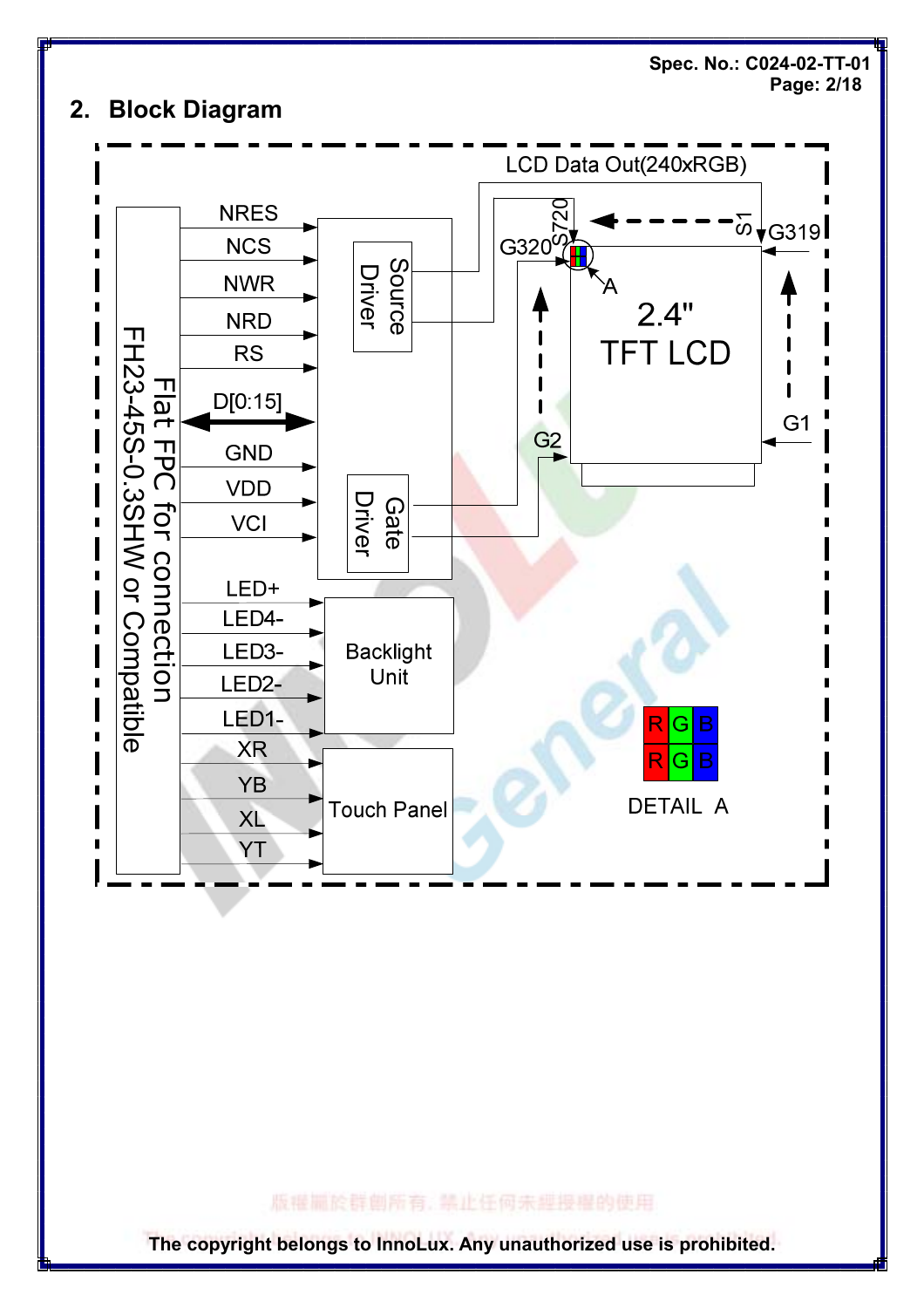## 2. Block Diagram

Flat FPC for connection FH23-45S-0.3SHW or Compatible

NRES
NCS
NWR
NRD
RS
D[0:15]
GND
VDD
VCI

Source Driver

Gate Driver

LED+
LED4-
LED3-
LED2-
LED1-

Backlight Unit

XR
YB
XL
YT

Touch Panel

LCD Data Out(240xRGB)

S720 S1

G320 G319

G2 G1

A

2.4" TFT LCD

| R | G | B |
|---|---|---|
| R | G | B |

DETAIL A

The copyright belongs to InnoLux. Any unauthorized use is prohibited.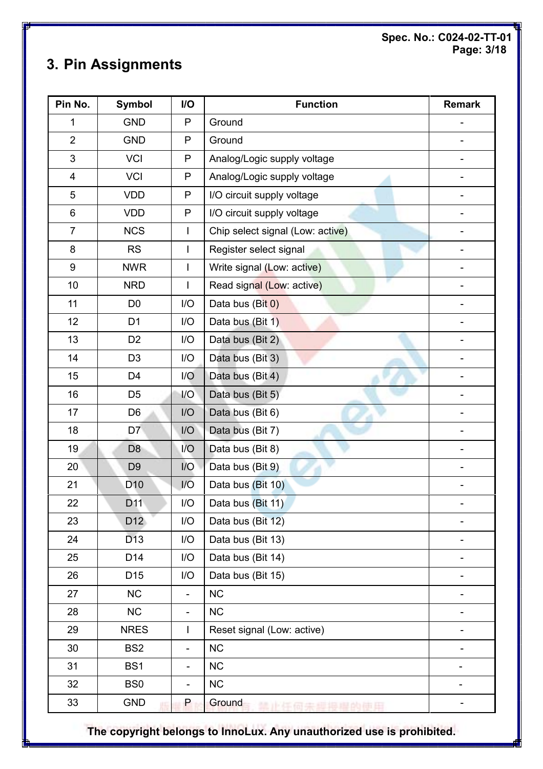## 3. Pin Assignments

| Pin No. | Symbol | I/O | Function | Remark |
|---|---|---|---|---|
| 1 | GND | P | Ground | - |
| 2 | GND | P | Ground | - |
| 3 | VCI | P | Analog/Logic supply voltage | - |
| 4 | VCI | P | Analog/Logic supply voltage | - |
| 5 | VDD | P | I/O circuit supply voltage | - |
| 6 | VDD | P | I/O circuit supply voltage | - |
| 7 | NCS | I | Chip select signal (Low: active) | - |
| 8 | RS | I | Register select signal | - |
| 9 | NWR | I | Write signal (Low: active) | - |
| 10 | NRD | I | Read signal (Low: active) | - |
| 11 | D0 | I/O | Data bus (Bit 0) | - |
| 12 | D1 | I/O | Data bus (Bit 1) | - |
| 13 | D2 | I/O | Data bus (Bit 2) | - |
| 14 | D3 | I/O | Data bus (Bit 3) | - |
| 15 | D4 | I/O | Data bus (Bit 4) | - |
| 16 | D5 | I/O | Data bus (Bit 5) | - |
| 17 | D6 | I/O | Data bus (Bit 6) | - |
| 18 | D7 | I/O | Data bus (Bit 7) | - |
| 19 | D8 | I/O | Data bus (Bit 8) | - |
| 20 | D9 | I/O | Data bus (Bit 9) | - |
| 21 | D10 | I/O | Data bus (Bit 10) | - |
| 22 | D11 | I/O | Data bus (Bit 11) | - |
| 23 | D12 | I/O | Data bus (Bit 12) | - |
| 24 | D13 | I/O | Data bus (Bit 13) | - |
| 25 | D14 | I/O | Data bus (Bit 14) | - |
| 26 | D15 | I/O | Data bus (Bit 15) | - |
| 27 | NC | - | NC | - |
| 28 | NC | - | NC | - |
| 29 | NRES | I | Reset signal (Low: active) | - |
| 30 | BS2 | - | NC | - |
| 31 | BS1 | - | NC | - |
| 32 | BS0 | - | NC | - |
| 33 | GND | P | Ground | - |

**The copyright belongs to InnoLux. Any unauthorized use is prohibited.**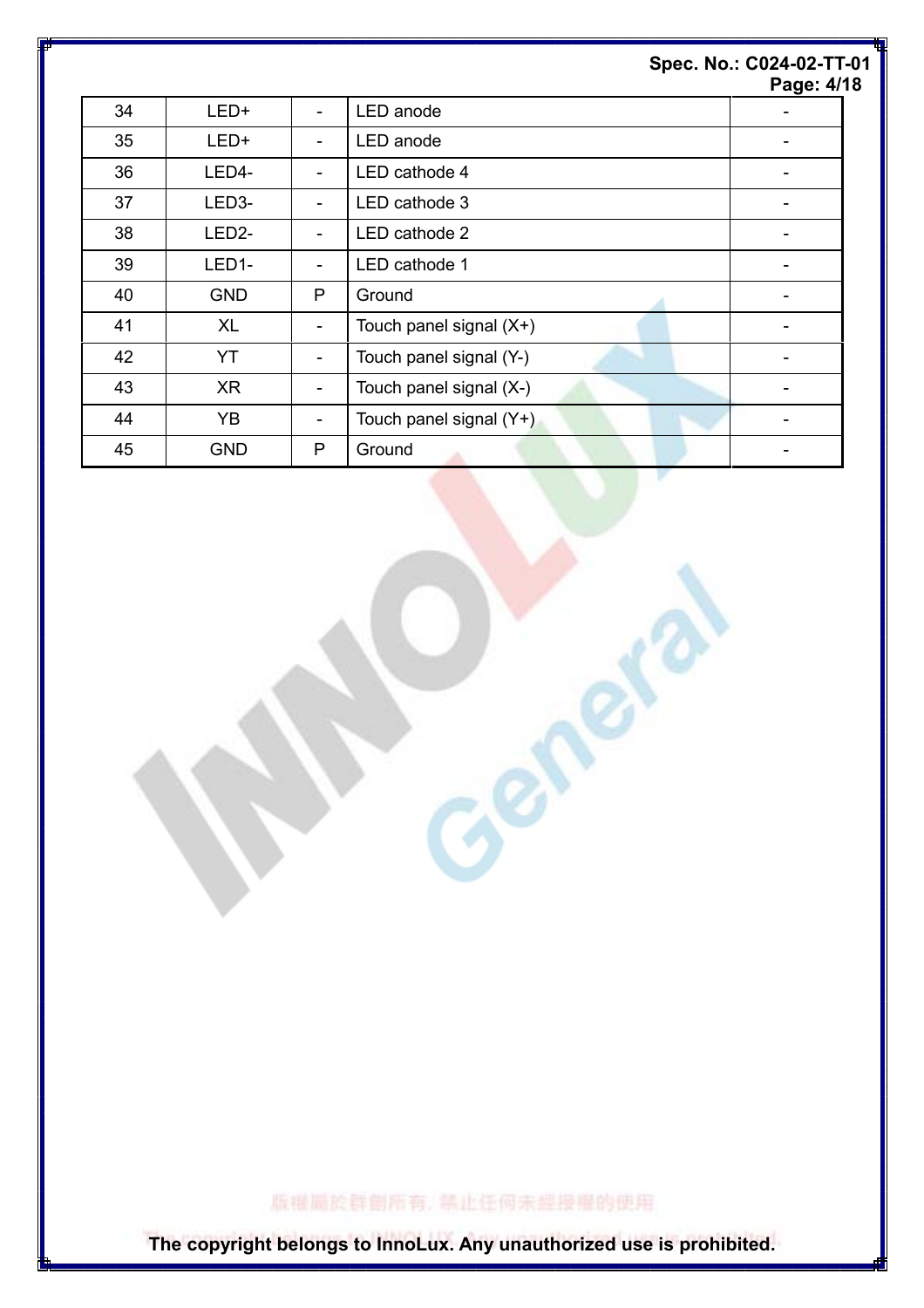| 34 | LED+ | - | LED anode | - |
|---|---|---|---|---|
| 35 | LED+ | - | LED anode | - |
| 36 | LED4- | - | LED cathode 4 | - |
| 37 | LED3- | - | LED cathode 3 | - |
| 38 | LED2- | - | LED cathode 2 | - |
| 39 | LED1- | - | LED cathode 1 | - |
| 40 | GND | P | Ground | - |
| 41 | XL | - | Touch panel signal (X+) | - |
| 42 | YT | - | Touch panel signal (Y-) | - |
| 43 | XR | - | Touch panel signal (X-) | - |
| 44 | YB | - | Touch panel signal (Y+) | - |
| 45 | GND | P | Ground | - |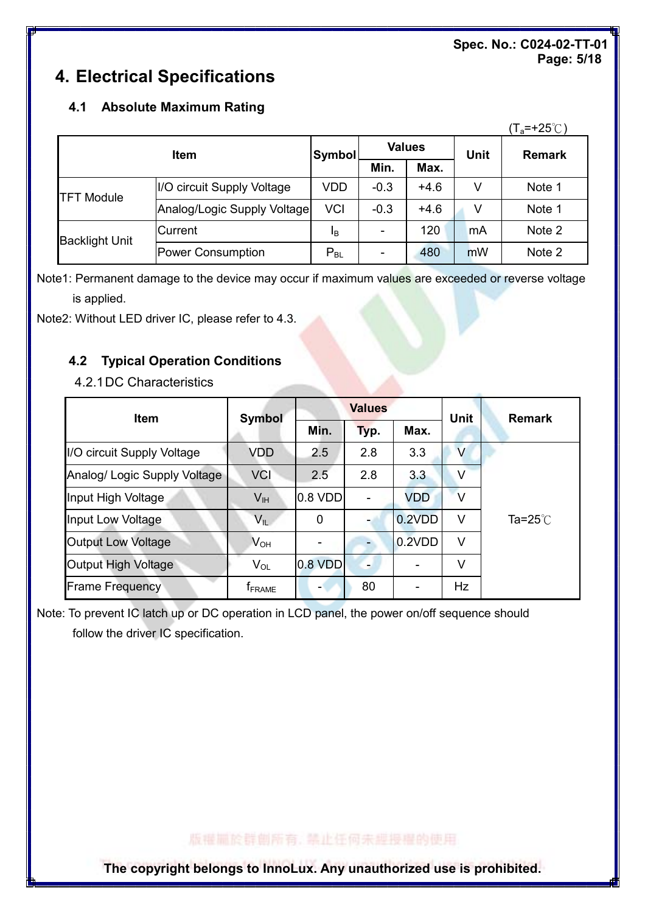# 4. Electrical Specifications

## 4.1 Absolute Maximum Rating

($T_a$=+25℃)

| Item | | Symbol | Values | | Unit | Remark |
|---|---|---|---|---|---|---|
| | | | Min. | Max. | | |
| TFT Module | I/O circuit Supply Voltage | VDD | -0.3 | +4.6 | V | Note 1 |
| | Analog/Logic Supply Voltage | VCI | -0.3 | +4.6 | V | Note 1 |
| Backlight Unit | Current | $I_B$ | - | 120 | mA | Note 2 |
| | Power Consumption | $P_{BL}$ | - | 480 | mW | Note 2 |

Note1: Permanent damage to the device may occur if maximum values are exceeded or reverse voltage is applied.

Note2: Without LED driver IC, please refer to 4.3.

## 4.2 Typical Operation Conditions

### 4.2.1 DC Characteristics

| Item | Symbol | Values | | | Unit | Remark |
|---|---|---|---|---|---|---|
| | | Min. | Typ. | Max. | | |
| I/O circuit Supply Voltage | VDD | 2.5 | 2.8 | 3.3 | V | Ta=25℃ |
| Analog/ Logic Supply Voltage | VCI | 2.5 | 2.8 | 3.3 | V | |
| Input High Voltage | $V_{IH}$ | 0.8 VDD | - | VDD | V | |
| Input Low Voltage | $V_{IL}$ | 0 | - | 0.2VDD | V | |
| Output Low Voltage | $V_{OH}$ | - | - | 0.2VDD | V | |
| Output High Voltage | $V_{OL}$ | 0.8 VDD | - | - | V | |
| Frame Frequency | $f_{FRAME}$ | - | 80 | - | Hz | |

Note: To prevent IC latch up or DC operation in LCD panel, the power on/off sequence should follow the driver IC specification.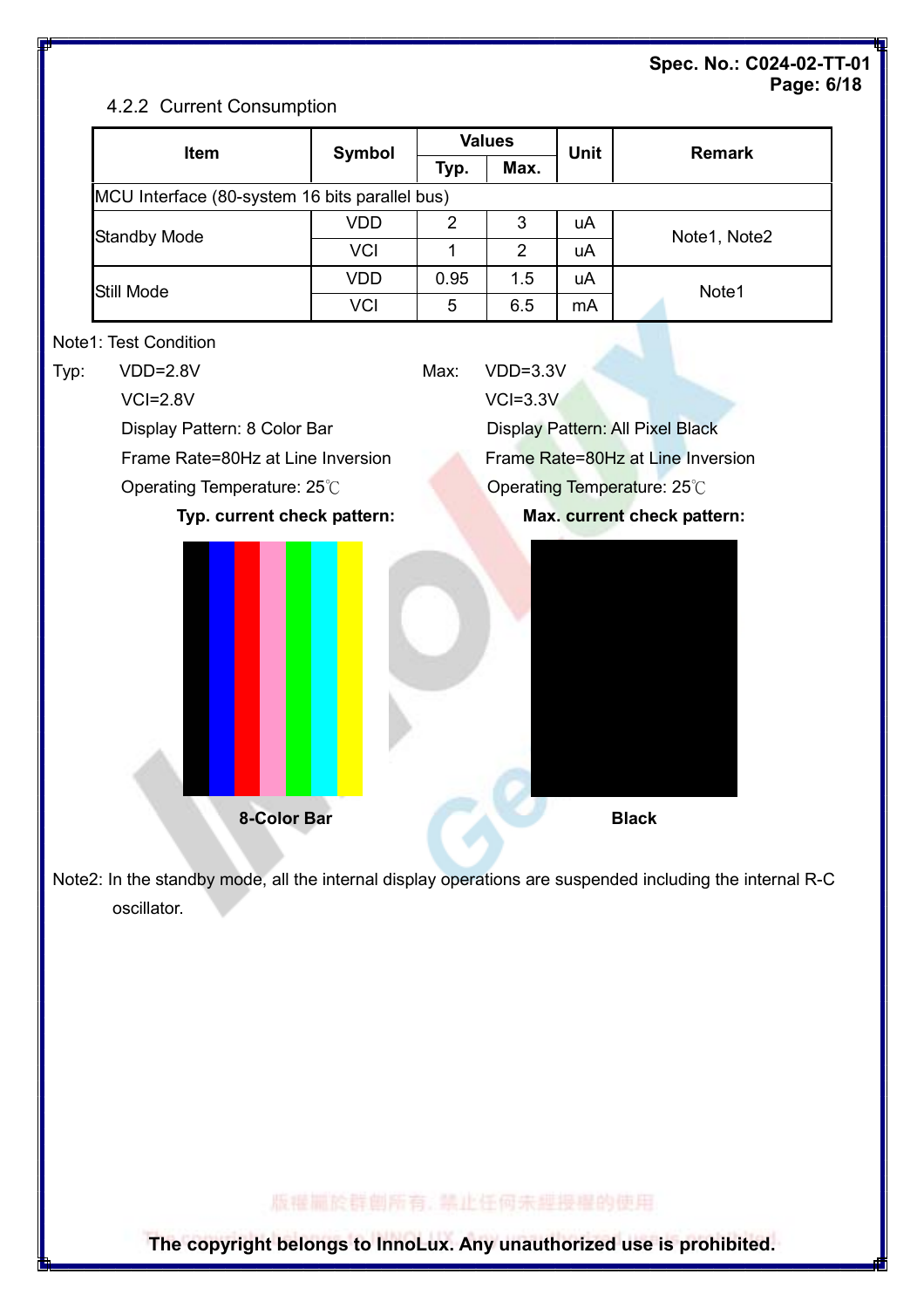### 4.2.2 Current Consumption

| Item | Symbol | Values | | Unit | Remark |
|---|---|---|---|---|---|
| | | Typ. | Max. | | |
| MCU Interface (80-system 16 bits parallel bus) | | | | | |
| Standby Mode | VDD | 2 | 3 | uA | Note1, Note2 |
| | VCI | 1 | 2 | uA | |
| Still Mode | VDD | 0.95 | 1.5 | uA | Note1 |
| | VCI | 5 | 6.5 | mA | |

Note1: Test Condition

Typ:
- VDD=2.8V
- VCI=2.8V
- Display Pattern: 8 Color Bar
- Frame Rate=80Hz at Line Inversion
- Operating Temperature: 25℃

Max:
- VDD=3.3V
- VCI=3.3V
- Display Pattern: All Pixel Black
- Frame Rate=80Hz at Line Inversion
- Operating Temperature: 25℃

**Typ. current check pattern:**

**8-Color Bar**

**Max. current check pattern:**

**Black**

Note2: In the standby mode, all the internal display operations are suspended including the internal R-C oscillator.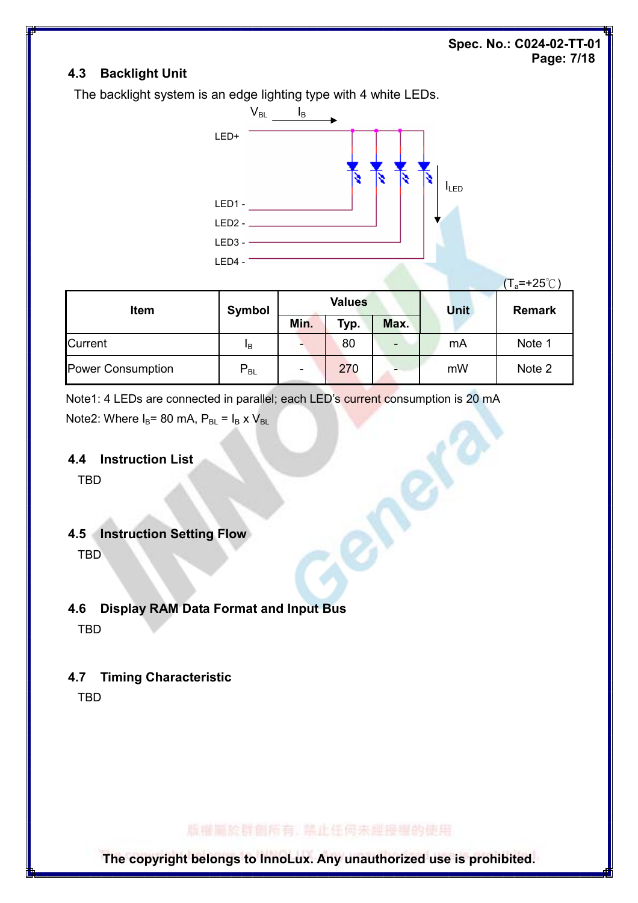### 4.3 Backlight Unit

The backlight system is an edge lighting type with 4 white LEDs.

($T_a$=+25℃)

| Item | Symbol | Values | | | Unit | Remark |
|---|---|---|---|---|---|---|
| | | Min. | Typ. | Max. | | |
| Current | $I_B$ | - | 80 | - | mA | Note 1 |
| Power Consumption | $P_{BL}$ | - | 270 | - | mW | Note 2 |

Note1: 4 LEDs are connected in parallel; each LED's current consumption is 20 mA

Note2: Where $I_B$= 80 mA, $P_{BL}$ = $I_B$ x $V_{BL}$

### 4.4 Instruction List

TBD

### 4.5 Instruction Setting Flow

TBD

### 4.6 Display RAM Data Format and Input Bus

TBD

### 4.7 Timing Characteristic

TBD

版權屬於群創所有，禁止任何未經授權的使用

**The copyright belongs to InnoLux. Any unauthorized use is prohibited.**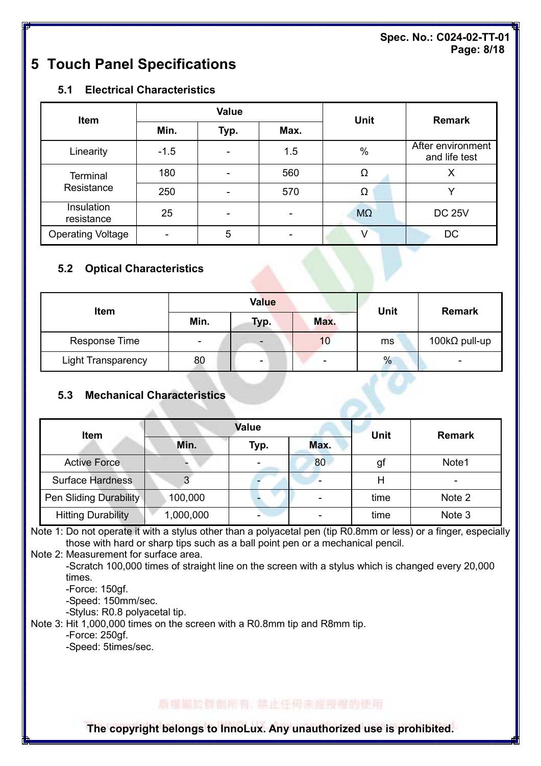# 5 Touch Panel Specifications

## 5.1 Electrical Characteristics

| Item | Value | | | Unit | Remark |
|---|---|---|---|---|---|
| | Min. | Typ. | Max. | | |
| Linearity | -1.5 | - | 1.5 | % | After environment and life test |
| Terminal Resistance | 180 | - | 560 | Ω | X |
| | 250 | - | 570 | Ω | Y |
| Insulation resistance | 25 | - | - | MΩ | DC 25V |
| Operating Voltage | - | 5 | - | V | DC |

## 5.2 Optical Characteristics

| Item | Value | | | Unit | Remark |
|---|---|---|---|---|---|
| | Min. | Typ. | Max. | | |
| Response Time | - | - | 10 | ms | 100kΩ pull-up |
| Light Transparency | 80 | - | - | % | - |

## 5.3 Mechanical Characteristics

| Item | Value | | | Unit | Remark |
|---|---|---|---|---|---|
| | Min. | Typ. | Max. | | |
| Active Force | - | - | 80 | gf | Note1 |
| Surface Hardness | 3 | - | - | H | - |
| Pen Sliding Durability | 100,000 | - | - | time | Note 2 |
| Hitting Durability | 1,000,000 | - | - | time | Note 3 |

Note 1: Do not operate it with a stylus other than a polyacetal pen (tip R0.8mm or less) or a finger, especially those with hard or sharp tips such as a ball point pen or a mechanical pencil.

Note 2: Measurement for surface area.
- -Scratch 100,000 times of straight line on the screen with a stylus which is changed every 20,000 times.
- -Force: 150gf.
- -Speed: 150mm/sec.
- -Stylus: R0.8 polyacetal tip.

Note 3: Hit 1,000,000 times on the screen with a R0.8mm tip and R8mm tip.
- -Force: 250gf.
- -Speed: 5times/sec.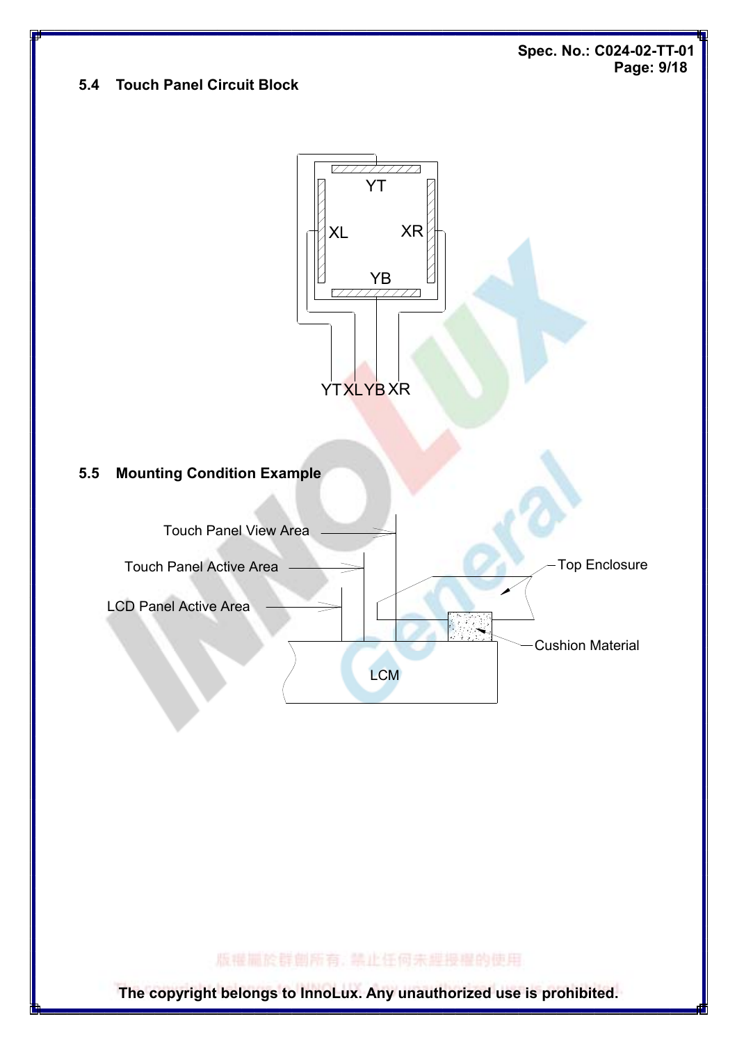### 5.4 Touch Panel Circuit Block

YT

XL

XR

YB

YT XL YB XR

### 5.5 Mounting Condition Example

Touch Panel View Area

Touch Panel Active Area

LCD Panel Active Area

Top Enclosure

Cushion Material

LCM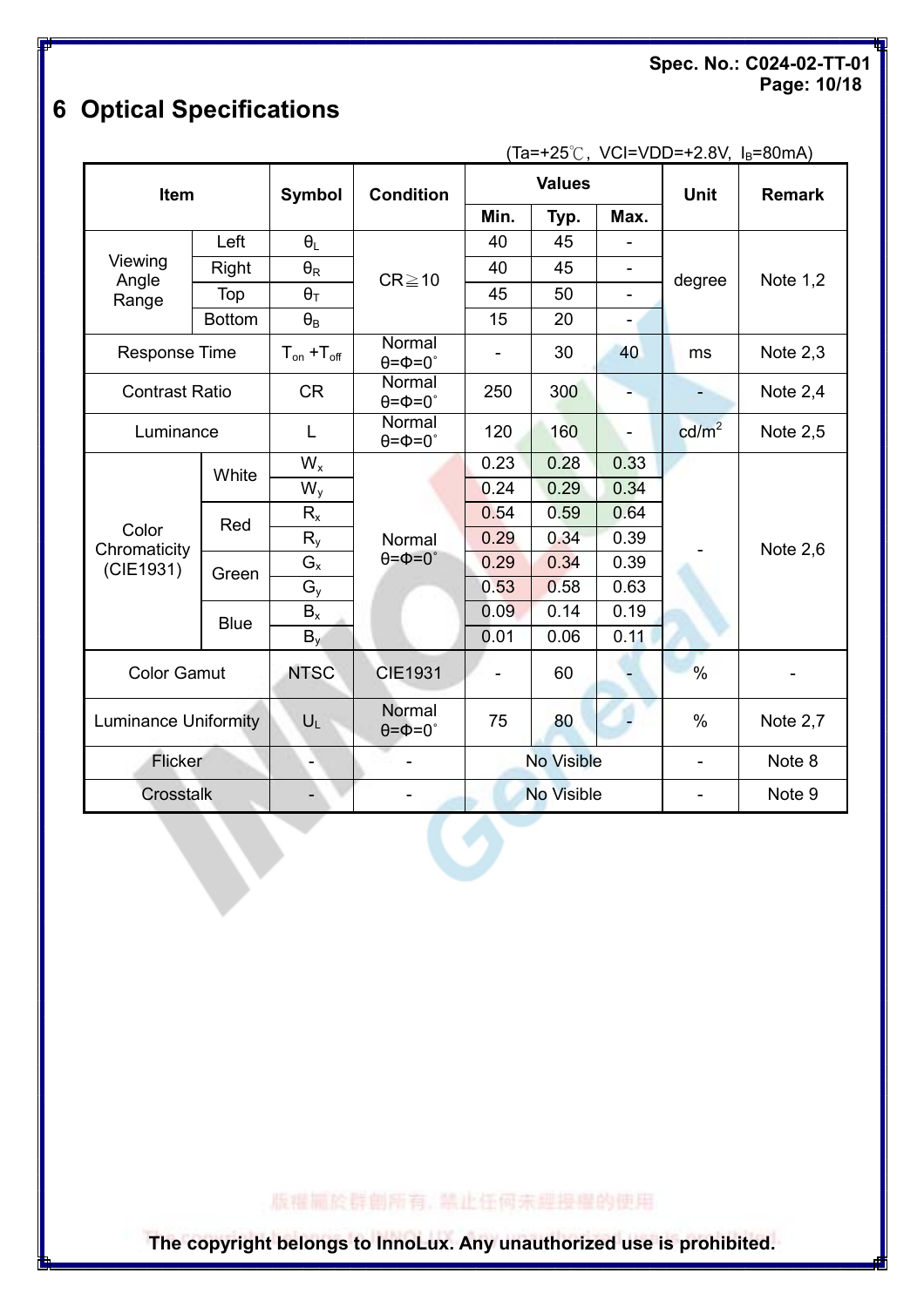# 6 Optical Specifications

(Ta=+25℃, VCI=VDD=+2.8V, $I_B$=80mA)

| Item | | Symbol | Condition | Values | | | Unit | Remark |
|---|---|---|---|---|---|---|---|---|
| | | | | Min. | Typ. | Max. | | |
| Viewing Angle Range | Left | $\theta_L$ | CR≧10 | 40 | 45 | - | degree | Note 1,2 |
| | Right | $\theta_R$ | | 40 | 45 | - | | |
| | Top | $\theta_T$ | | 45 | 50 | - | | |
| | Bottom | $\theta_B$ | | 15 | 20 | - | | |
| Response Time | | $T_{on}+T_{off}$ | Normal θ=Φ=0° | - | 30 | 40 | ms | Note 2,3 |
| Contrast Ratio | | CR | Normal θ=Φ=0° | 250 | 300 | - | - | Note 2,4 |
| Luminance | | L | Normal θ=Φ=0° | 120 | 160 | - | cd/m² | Note 2,5 |
| Color Chromaticity (CIE1931) | White | $W_x$ | Normal θ=Φ=0° | 0.23 | 0.28 | 0.33 | - | Note 2,6 |
| | | $W_y$ | | 0.24 | 0.29 | 0.34 | | |
| | Red | $R_x$ | | 0.54 | 0.59 | 0.64 | | |
| | | $R_y$ | | 0.29 | 0.34 | 0.39 | | |
| | Green | $G_x$ | | 0.29 | 0.34 | 0.39 | | |
| | | $G_y$ | | 0.53 | 0.58 | 0.63 | | |
| | Blue | $B_x$ | | 0.09 | 0.14 | 0.19 | | |
| | | $B_y$ | | 0.01 | 0.06 | 0.11 | | |
| Color Gamut | | NTSC | CIE1931 | - | 60 | - | % | - |
| Luminance Uniformity | | $U_L$ | Normal θ=Φ=0° | 75 | 80 | - | % | Note 2,7 |
| Flicker | | - | - | No Visible | | | - | Note 8 |
| Crosstalk | | - | - | No Visible | | | - | Note 9 |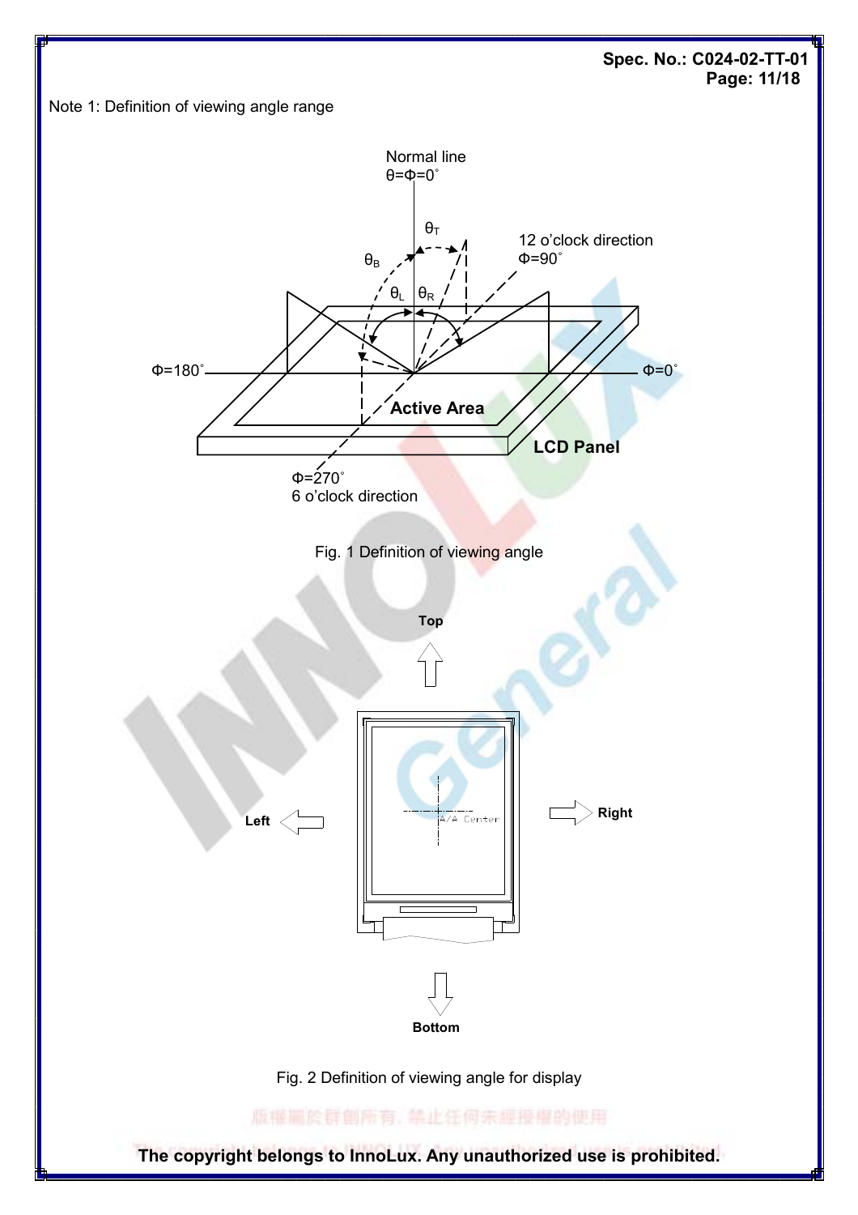Note 1: Definition of viewing angle range

Fig. 1 Definition of viewing angle

Fig. 2 Definition of viewing angle for display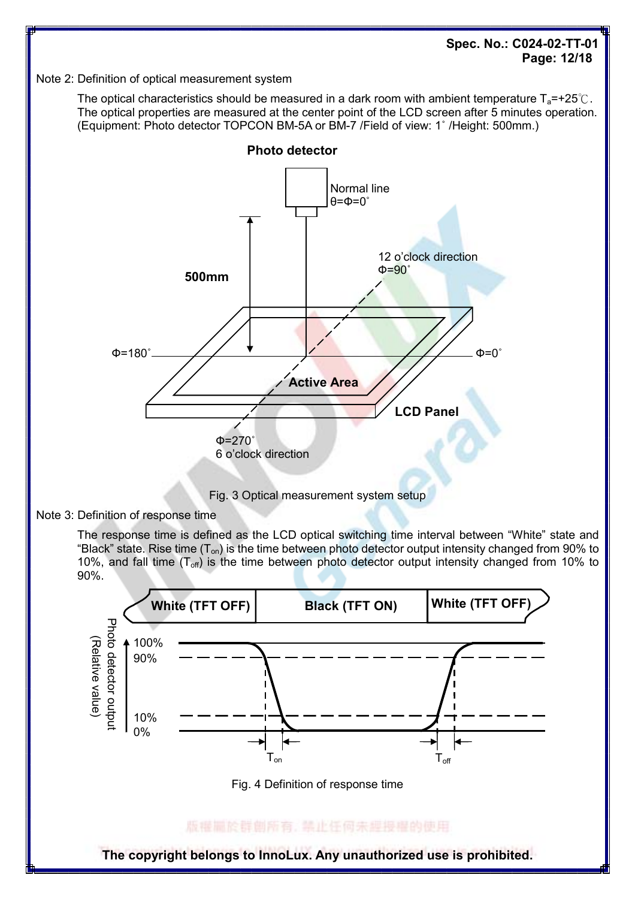Note 2: Definition of optical measurement system

The optical characteristics should be measured in a dark room with ambient temperature $T_a$=+25℃. The optical properties are measured at the center point of the LCD screen after 5 minutes operation. (Equipment: Photo detector TOPCON BM-5A or BM-7 /Field of view: 1˚ /Height: 500mm.)

Fig. 3 Optical measurement system setup

Note 3: Definition of response time

The response time is defined as the LCD optical switching time interval between "White" state and "Black" state. Rise time ($T_{on}$) is the time between photo detector output intensity changed from 90% to 10%, and fall time ($T_{off}$) is the time between photo detector output intensity changed from 10% to 90%.

Fig. 4 Definition of response time

The copyright belongs to InnoLux. Any unauthorized use is prohibited.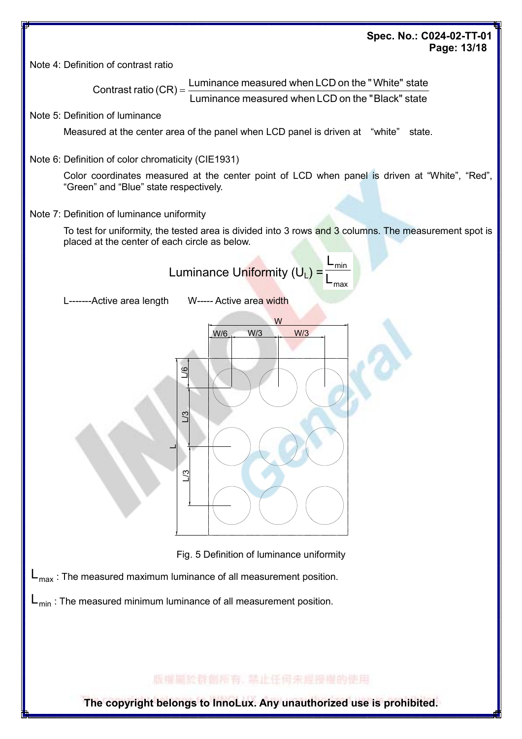Note 4: Definition of contrast ratio

$$\text{Contrast ratio (CR)} = \frac{\text{Luminance measured when LCD on the "White" state}}{\text{Luminance measured when LCD on the "Black" state}}$$

Note 5: Definition of luminance

Measured at the center area of the panel when LCD panel is driven at "white" state.

Note 6: Definition of color chromaticity (CIE1931)

Color coordinates measured at the center point of LCD when panel is driven at "White", "Red", "Green" and "Blue" state respectively.

Note 7: Definition of luminance uniformity

To test for uniformity, the tested area is divided into 3 rows and 3 columns. The measurement spot is placed at the center of each circle as below.

$$\text{Luminance Uniformity } (U_L) = \frac{L_{min}}{L_{max}}$$

L-------Active area length W----- Active area width

Fig. 5 Definition of luminance uniformity

$L_{max}$ : The measured maximum luminance of all measurement position.

$L_{min}$ : The measured minimum luminance of all measurement position.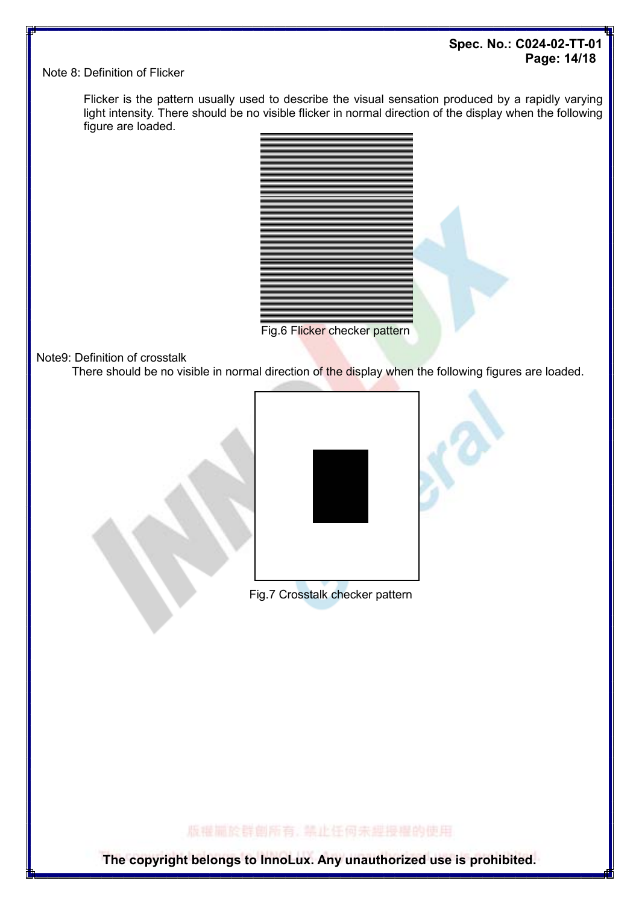Note 8: Definition of Flicker

Flicker is the pattern usually used to describe the visual sensation produced by a rapidly varying light intensity. There should be no visible flicker in normal direction of the display when the following figure are loaded.

Fig.6 Flicker checker pattern

Note9: Definition of crosstalk

There should be no visible in normal direction of the display when the following figures are loaded.

Fig.7 Crosstalk checker pattern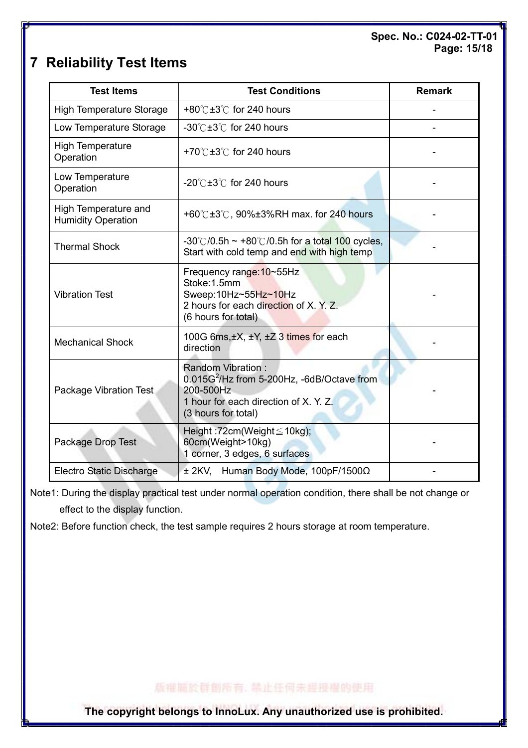# 7 Reliability Test Items

| Test Items | Test Conditions | Remark |
|---|---|---|
| High Temperature Storage | +80℃±3℃ for 240 hours | - |
| Low Temperature Storage | -30℃±3℃ for 240 hours | - |
| High Temperature Operation | +70℃±3℃ for 240 hours | - |
| Low Temperature Operation | -20℃±3℃ for 240 hours | - |
| High Temperature and Humidity Operation | +60℃±3℃, 90%±3%RH max. for 240 hours | - |
| Thermal Shock | -30℃/0.5h ~ +80℃/0.5h for a total 100 cycles, Start with cold temp and end with high temp | - |
| Vibration Test | Frequency range:10~55Hz<br>Stoke:1.5mm<br>Sweep:10Hz~55Hz~10Hz<br>2 hours for each direction of X. Y. Z.<br>(6 hours for total) | - |
| Mechanical Shock | 100G 6ms,±X, ±Y, ±Z 3 times for each direction | - |
| Package Vibration Test | Random Vibration :<br>0.015$G^2$/Hz from 5-200Hz, -6dB/Octave from 200-500Hz<br>1 hour for each direction of X. Y. Z.<br>(3 hours for total) | - |
| Package Drop Test | Height :72cm(Weight≦10kg);<br>60cm(Weight>10kg)<br>1 corner, 3 edges, 6 surfaces | - |
| Electro Static Discharge | ± 2KV, Human Body Mode, 100pF/1500Ω | - |

Note1: During the display practical test under normal operation condition, there shall be not change or effect to the display function.

Note2: Before function check, the test sample requires 2 hours storage at room temperature.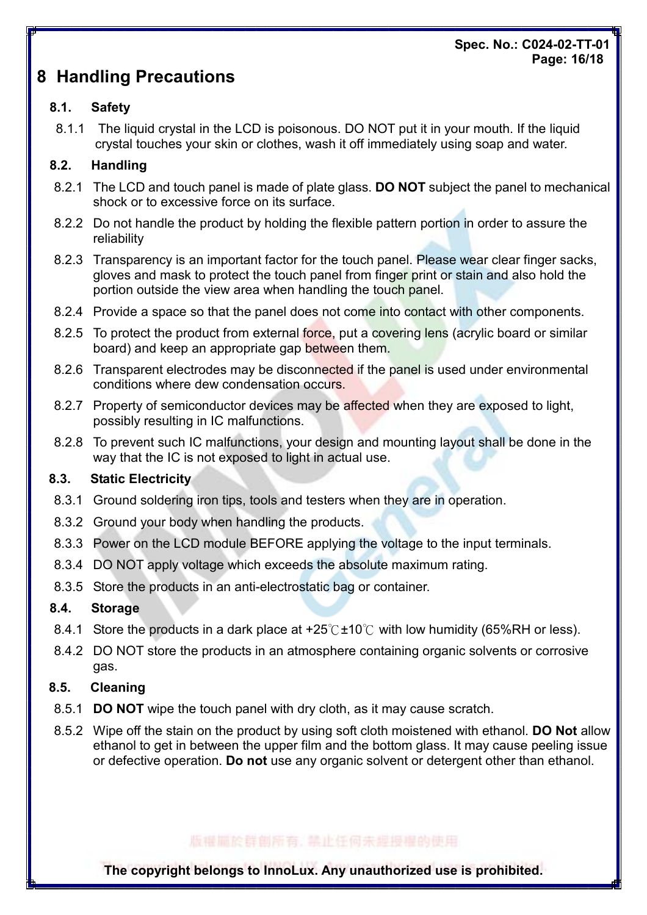# 8 Handling Precautions

## 8.1. Safety

8.1.1 The liquid crystal in the LCD is poisonous. DO NOT put it in your mouth. If the liquid crystal touches your skin or clothes, wash it off immediately using soap and water.

## 8.2. Handling

8.2.1 The LCD and touch panel is made of plate glass. **DO NOT** subject the panel to mechanical shock or to excessive force on its surface.

8.2.2 Do not handle the product by holding the flexible pattern portion in order to assure the reliability

8.2.3 Transparency is an important factor for the touch panel. Please wear clear finger sacks, gloves and mask to protect the touch panel from finger print or stain and also hold the portion outside the view area when handling the touch panel.

8.2.4 Provide a space so that the panel does not come into contact with other components.

8.2.5 To protect the product from external force, put a covering lens (acrylic board or similar board) and keep an appropriate gap between them.

8.2.6 Transparent electrodes may be disconnected if the panel is used under environmental conditions where dew condensation occurs.

8.2.7 Property of semiconductor devices may be affected when they are exposed to light, possibly resulting in IC malfunctions.

8.2.8 To prevent such IC malfunctions, your design and mounting layout shall be done in the way that the IC is not exposed to light in actual use.

## 8.3. Static Electricity

8.3.1 Ground soldering iron tips, tools and testers when they are in operation.

8.3.2 Ground your body when handling the products.

8.3.3 Power on the LCD module BEFORE applying the voltage to the input terminals.

8.3.4 DO NOT apply voltage which exceeds the absolute maximum rating.

8.3.5 Store the products in an anti-electrostatic bag or container.

## 8.4. Storage

8.4.1 Store the products in a dark place at +25℃±10℃ with low humidity (65%RH or less).

8.4.2 DO NOT store the products in an atmosphere containing organic solvents or corrosive gas.

## 8.5. Cleaning

8.5.1 **DO NOT** wipe the touch panel with dry cloth, as it may cause scratch.

8.5.2 Wipe off the stain on the product by using soft cloth moistened with ethanol. **DO Not** allow ethanol to get in between the upper film and the bottom glass. It may cause peeling issue or defective operation. **Do not** use any organic solvent or detergent other than ethanol.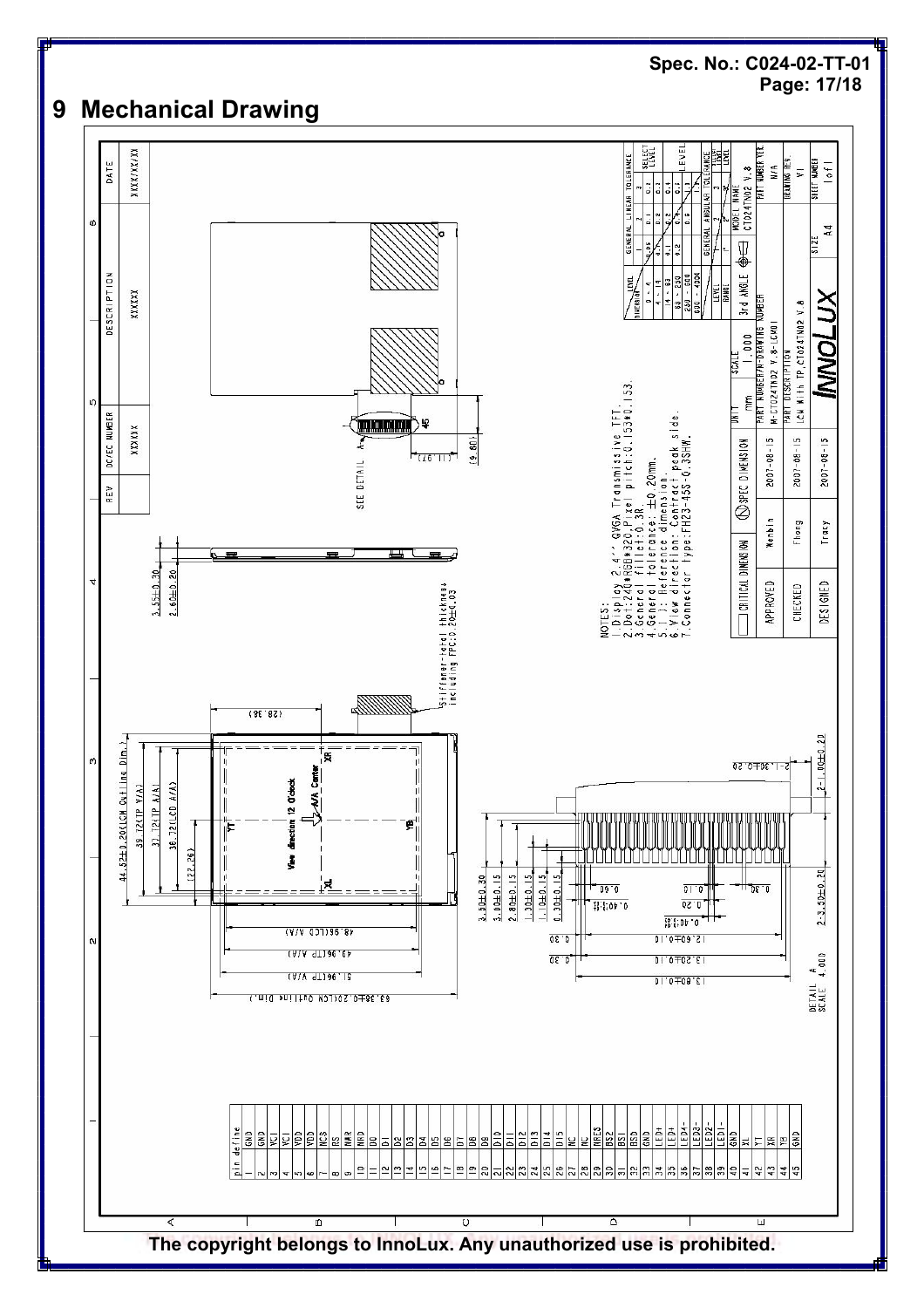# 9 Mechanical Drawing

| REV | DC/EC NUMBER | DESCRIPTION | DATE |
|---|---|---|---|
| | XXXXX | XXXXX | XXXX/XX/XX |

44.52±0.20(LCM Outline Dim.)
39.12(TP V/A)
37.12(TP A/A)
36.72(LCD A/A)
(22.26)
(28.36)
63.38±0.20(LCM Outline Dim.)
51.96(TP V/A)
49.96(TP A/A)
48.96(LCD A/A)

View direction 12 O'clock
A/A Center
XL XR YT YB

3.55±0.30
2.62±0.20
Stiffener-total thickness including FPC:0.20±0.03

SEE DETAIL A
45
(10.11)
(9.80)

3.60±0.30
3.00±0.15
2.80±0.15
1.30±0.15
1.10±0.15
0.30±0.15

DETAIL A
SCALE 4.000

NOTES:
1.Display 2.4'' QVGA Transmissive TFT.
2.Dot:240*RGB*320,Pixel pitch:0.153*0.153.
3.General fillet:0.3R.
4.General tolerance: ±0.20mm.
5.( ): Reference dimension.
6.View direction: Contract peak side.
7.Connector Type:FH23-45S-0.3SHW.

| pin | define |
|---|---|
| 1 | GND |
| 2 | GND |
| 3 | VCI |
| 4 | VCI |
| 5 | VDD |
| 6 | VDD |
| 7 | NCS |
| 8 | RS |
| 9 | NWR |
| 10 | NRD |
| 11 | D0 |
| 12 | D1 |
| 13 | D2 |
| 14 | D3 |
| 15 | D4 |
| 16 | D5 |
| 17 | D6 |
| 18 | D7 |
| 19 | D8 |
| 20 | D9 |
| 21 | D10 |
| 22 | D11 |
| 23 | D12 |
| 24 | D13 |
| 25 | D14 |
| 26 | D15 |
| 27 | NC |
| 28 | NC |
| 29 | NRES |
| 30 | BS2 |
| 31 | BS1 |
| 32 | BS0 |
| 33 | GND |
| 34 | LED+ |
| 35 | LED4- |
| 36 | LED3- |
| 37 | LED2- |
| 38 | LED1- |
| 39 | GND |
| 40 | XL |
| 41 | YT |
| 42 | XR |
| 43 | YB |
| 44 | GND |
| 45 | GND |

| CRITICAL DIMENSION | SPEC DIMENSION | UNIT mm | SCALE 1.000 | 3rd ANGLE | MODEL NAME CT024TN02 V.8 |
|---|---|---|---|---|---|
| APPROVED | Kenbin | 2007-08-15 | PART NUMBER/M-DRAWING NUMBER M-CT024TN02 V.8-LCM01 | | PART NUMBER VER. N/A |
| CHECKED | Fhong | 2007-08-15 | PART DESCRIPTION LCM With TP,CT024TN02 V.8 | | DRAWING REV. V1 |
| DESIGNED | Tracy | 2007-08-15 | INNOLUX | SIZE A4 | SHEET NUMBER 1of1 |

The copyright belongs to InnoLux. Any unauthorized use is prohibited.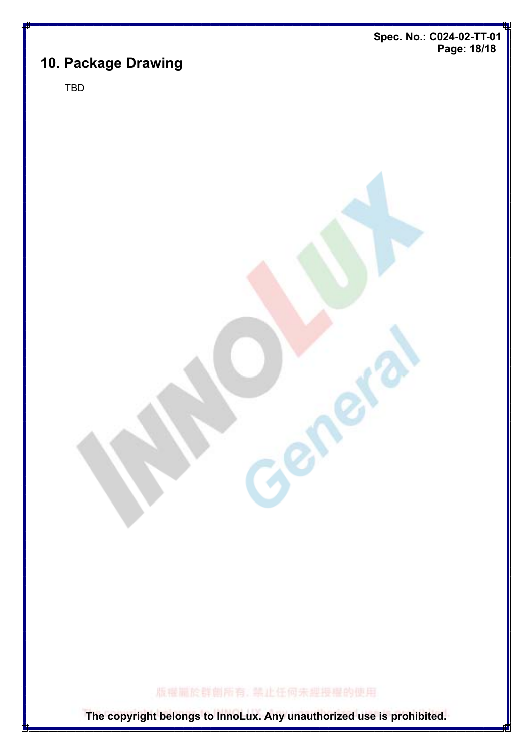## 10. Package Drawing

TBD